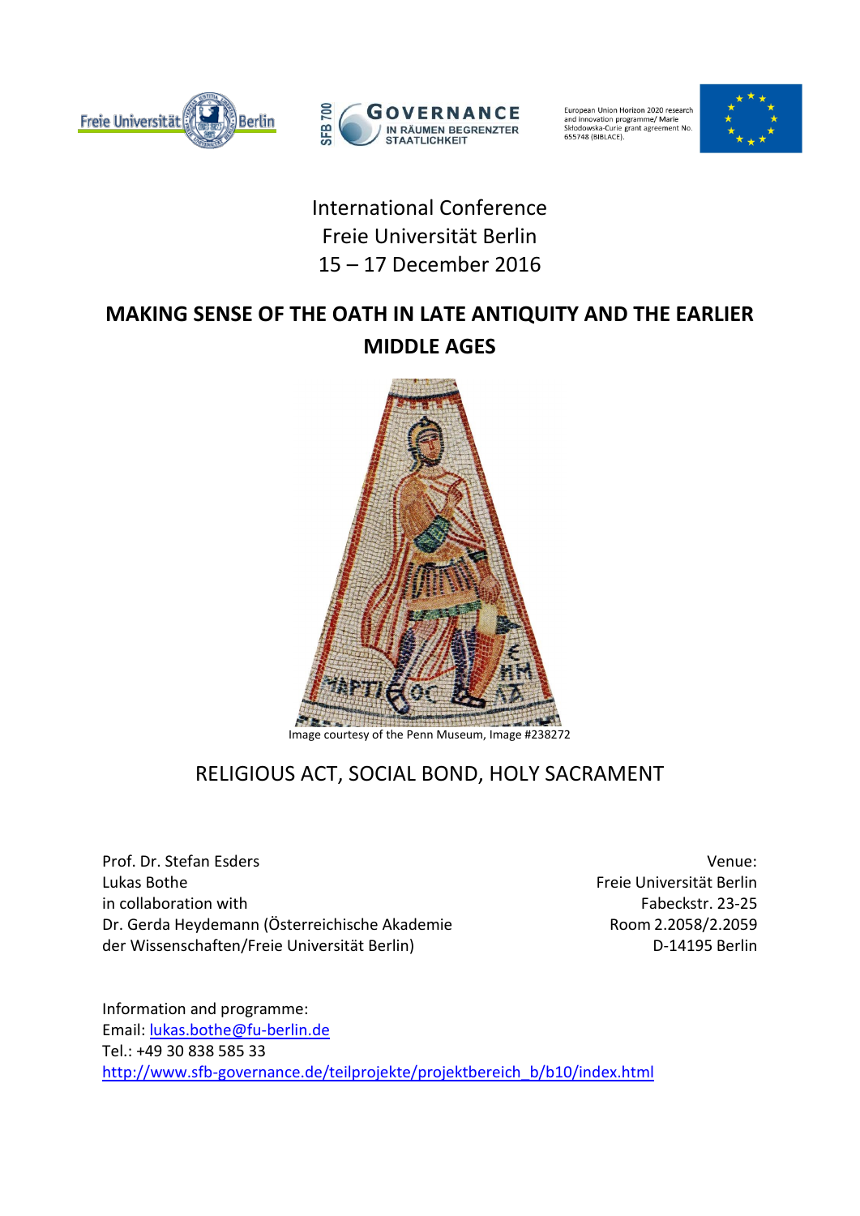International Conference
Freie Universität Berlin
15 – 17 December 2016

# MAKING SENSE OF THE OATH IN LATE ANTIQUITY AND THE EARLIER MIDDLE AGES

Image courtesy of the Penn Museum, Image #238272

## RELIGIOUS ACT, SOCIAL BOND, HOLY SACRAMENT

Prof. Dr. Stefan Esders
Lukas Bothe
in collaboration with
Dr. Gerda Heydemann (Österreichische Akademie der Wissenschaften/Freie Universität Berlin)

Venue:
Freie Universität Berlin
Fabeckstr. 23-25
Room 2.2058/2.2059
D-14195 Berlin

Information and programme:
Email: lukas.bothe@fu-berlin.de
Tel.: +49 30 838 585 33
http://www.sfb-governance.de/teilprojekte/projektbereich_b/b10/index.html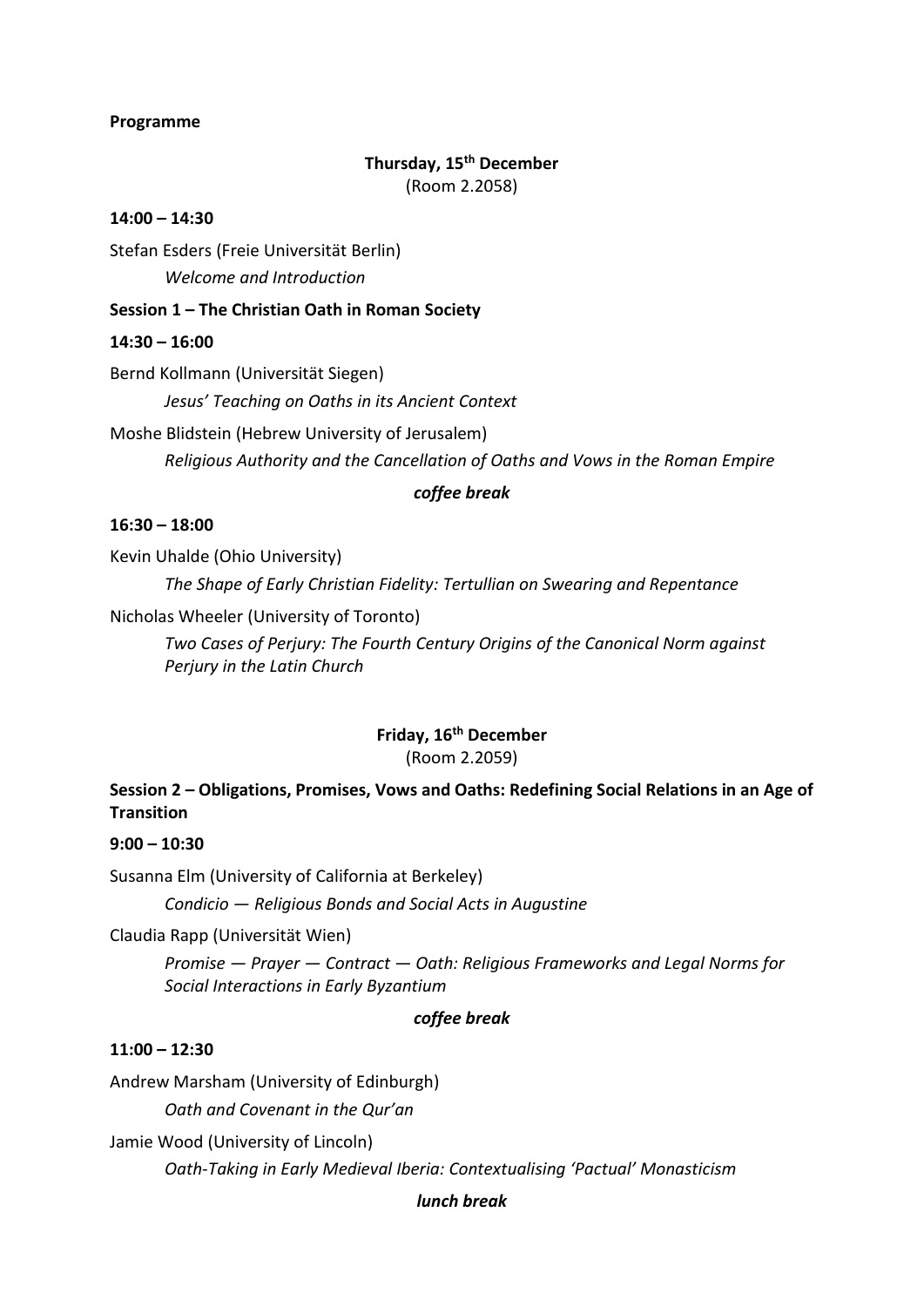**Programme**

**Thursday, 15th December**
(Room 2.2058)

**14:00 – 14:30**

Stefan Esders (Freie Universität Berlin)
*Welcome and Introduction*

**Session 1 – The Christian Oath in Roman Society**

**14:30 – 16:00**

Bernd Kollmann (Universität Siegen)
*Jesus' Teaching on Oaths in its Ancient Context*

Moshe Blidstein (Hebrew University of Jerusalem)
*Religious Authority and the Cancellation of Oaths and Vows in the Roman Empire*

***coffee break***

**16:30 – 18:00**

Kevin Uhalde (Ohio University)
*The Shape of Early Christian Fidelity: Tertullian on Swearing and Repentance*

Nicholas Wheeler (University of Toronto)
*Two Cases of Perjury: The Fourth Century Origins of the Canonical Norm against Perjury in the Latin Church*

**Friday, 16th December**
(Room 2.2059)

**Session 2 – Obligations, Promises, Vows and Oaths: Redefining Social Relations in an Age of Transition**

**9:00 – 10:30**

Susanna Elm (University of California at Berkeley)
*Condicio — Religious Bonds and Social Acts in Augustine*

Claudia Rapp (Universität Wien)
*Promise — Prayer — Contract — Oath: Religious Frameworks and Legal Norms for Social Interactions in Early Byzantium*

***coffee break***

**11:00 – 12:30**

Andrew Marsham (University of Edinburgh)
*Oath and Covenant in the Qur'an*

Jamie Wood (University of Lincoln)
*Oath-Taking in Early Medieval Iberia: Contextualising 'Pactual' Monasticism*

***lunch break***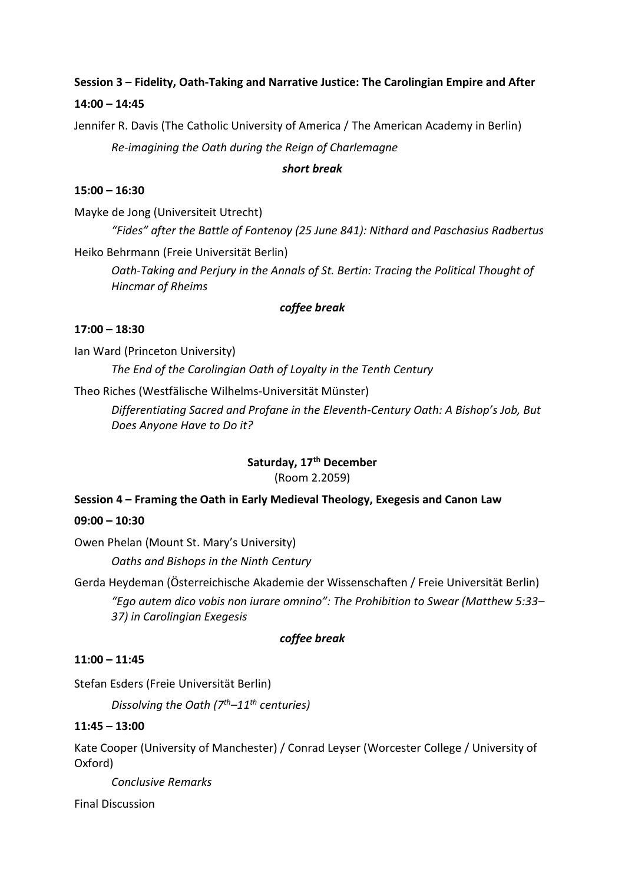**Session 3 – Fidelity, Oath-Taking and Narrative Justice: The Carolingian Empire and After**

**14:00 – 14:45**

Jennifer R. Davis (The Catholic University of America / The American Academy in Berlin)

*Re-imagining the Oath during the Reign of Charlemagne*

***short break***

**15:00 – 16:30**

Mayke de Jong (Universiteit Utrecht)

*"Fides" after the Battle of Fontenoy (25 June 841): Nithard and Paschasius Radbertus*

Heiko Behrmann (Freie Universität Berlin)

*Oath-Taking and Perjury in the Annals of St. Bertin: Tracing the Political Thought of Hincmar of Rheims*

***coffee break***

**17:00 – 18:30**

Ian Ward (Princeton University)

*The End of the Carolingian Oath of Loyalty in the Tenth Century*

Theo Riches (Westfälische Wilhelms-Universität Münster)

*Differentiating Sacred and Profane in the Eleventh-Century Oath: A Bishop's Job, But Does Anyone Have to Do it?*

**Saturday, 17th December**

(Room 2.2059)

**Session 4 – Framing the Oath in Early Medieval Theology, Exegesis and Canon Law**

**09:00 – 10:30**

Owen Phelan (Mount St. Mary's University)

*Oaths and Bishops in the Ninth Century*

Gerda Heydeman (Österreichische Akademie der Wissenschaften / Freie Universität Berlin)

*"Ego autem dico vobis non iurare omnino": The Prohibition to Swear (Matthew 5:33–37) in Carolingian Exegesis*

***coffee break***

**11:00 – 11:45**

Stefan Esders (Freie Universität Berlin)

*Dissolving the Oath (7th–11th centuries)*

**11:45 – 13:00**

Kate Cooper (University of Manchester) / Conrad Leyser (Worcester College / University of Oxford)

*Conclusive Remarks*

Final Discussion